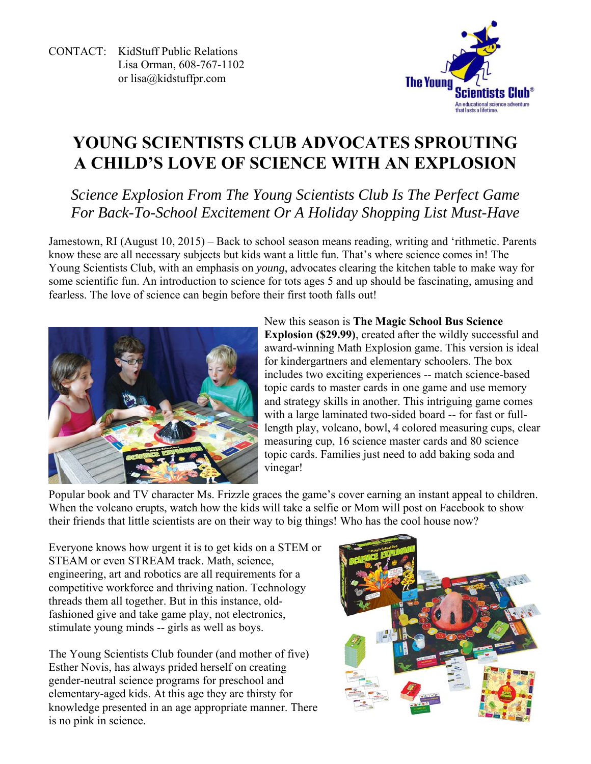CONTACT: KidStuff Public Relations
Lisa Orman, 608-767-1102
or lisa@kidstuffpr.com

The Young Scientists Club®
An educational science adventure that lasts a lifetime.

# YOUNG SCIENTISTS CLUB ADVOCATES SPROUTING A CHILD'S LOVE OF SCIENCE WITH AN EXPLOSION

## *Science Explosion From The Young Scientists Club Is The Perfect Game For Back-To-School Excitement Or A Holiday Shopping List Must-Have*

Jamestown, RI (August 10, 2015) – Back to school season means reading, writing and 'rithmetic. Parents know these are all necessary subjects but kids want a little fun. That's where science comes in! The Young Scientists Club, with an emphasis on *young*, advocates clearing the kitchen table to make way for some scientific fun. An introduction to science for tots ages 5 and up should be fascinating, amusing and fearless. The love of science can begin before their first tooth falls out!

New this season is **The Magic School Bus Science Explosion ($29.99)**, created after the wildly successful and award-winning Math Explosion game. This version is ideal for kindergartners and elementary schoolers. The box includes two exciting experiences -- match science-based topic cards to master cards in one game and use memory and strategy skills in another. This intriguing game comes with a large laminated two-sided board -- for fast or full-length play, volcano, bowl, 4 colored measuring cups, clear measuring cup, 16 science master cards and 80 science topic cards. Families just need to add baking soda and vinegar!

Popular book and TV character Ms. Frizzle graces the game's cover earning an instant appeal to children. When the volcano erupts, watch how the kids will take a selfie or Mom will post on Facebook to show their friends that little scientists are on their way to big things! Who has the cool house now?

Everyone knows how urgent it is to get kids on a STEM or STEAM or even STREAM track. Math, science, engineering, art and robotics are all requirements for a competitive workforce and thriving nation. Technology threads them all together. But in this instance, old-fashioned give and take game play, not electronics, stimulate young minds -- girls as well as boys.

The Young Scientists Club founder (and mother of five) Esther Novis, has always prided herself on creating gender-neutral science programs for preschool and elementary-aged kids. At this age they are thirsty for knowledge presented in an age appropriate manner. There is no pink in science.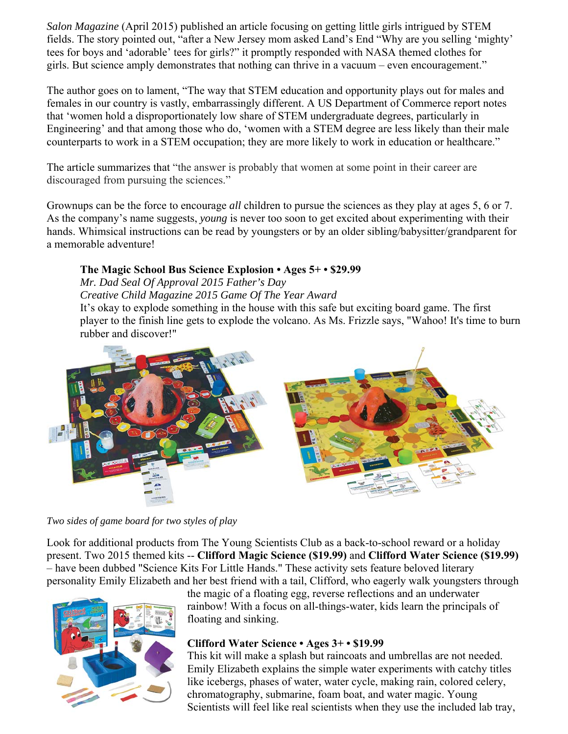*Salon Magazine* (April 2015) published an article focusing on getting little girls intrigued by STEM fields. The story pointed out, "after a New Jersey mom asked Land's End "Why are you selling 'mighty' tees for boys and 'adorable' tees for girls?" it promptly responded with NASA themed clothes for girls. But science amply demonstrates that nothing can thrive in a vacuum – even encouragement."

The author goes on to lament, "The way that STEM education and opportunity plays out for males and females in our country is vastly, embarrassingly different. A US Department of Commerce report notes that 'women hold a disproportionately low share of STEM undergraduate degrees, particularly in Engineering' and that among those who do, 'women with a STEM degree are less likely than their male counterparts to work in a STEM occupation; they are more likely to work in education or healthcare."

The article summarizes that "the answer is probably that women at some point in their career are discouraged from pursuing the sciences."

Grownups can be the force to encourage *all* children to pursue the sciences as they play at ages 5, 6 or 7. As the company's name suggests, *young* is never too soon to get excited about experimenting with their hands. Whimsical instructions can be read by youngsters or by an older sibling/babysitter/grandparent for a memorable adventure!

**The Magic School Bus Science Explosion • Ages 5+ • $29.99**
*Mr. Dad Seal Of Approval 2015 Father's Day*
*Creative Child Magazine 2015 Game Of The Year Award*
It's okay to explode something in the house with this safe but exciting board game. The first player to the finish line gets to explode the volcano. As Ms. Frizzle says, "Wahoo! It's time to burn rubber and discover!"

*Two sides of game board for two styles of play*

Look for additional products from The Young Scientists Club as a back-to-school reward or a holiday present. Two 2015 themed kits -- **Clifford Magic Science ($19.99)** and **Clifford Water Science ($19.99)** – have been dubbed "Science Kits For Little Hands." These activity sets feature beloved literary personality Emily Elizabeth and her best friend with a tail, Clifford, who eagerly walk youngsters through the magic of a floating egg, reverse reflections and an underwater rainbow! With a focus on all-things-water, kids learn the principals of floating and sinking.

**Clifford Water Science • Ages 3+ • $19.99**
This kit will make a splash but raincoats and umbrellas are not needed. Emily Elizabeth explains the simple water experiments with catchy titles like icebergs, phases of water, water cycle, making rain, colored celery, chromatography, submarine, foam boat, and water magic. Young Scientists will feel like real scientists when they use the included lab tray,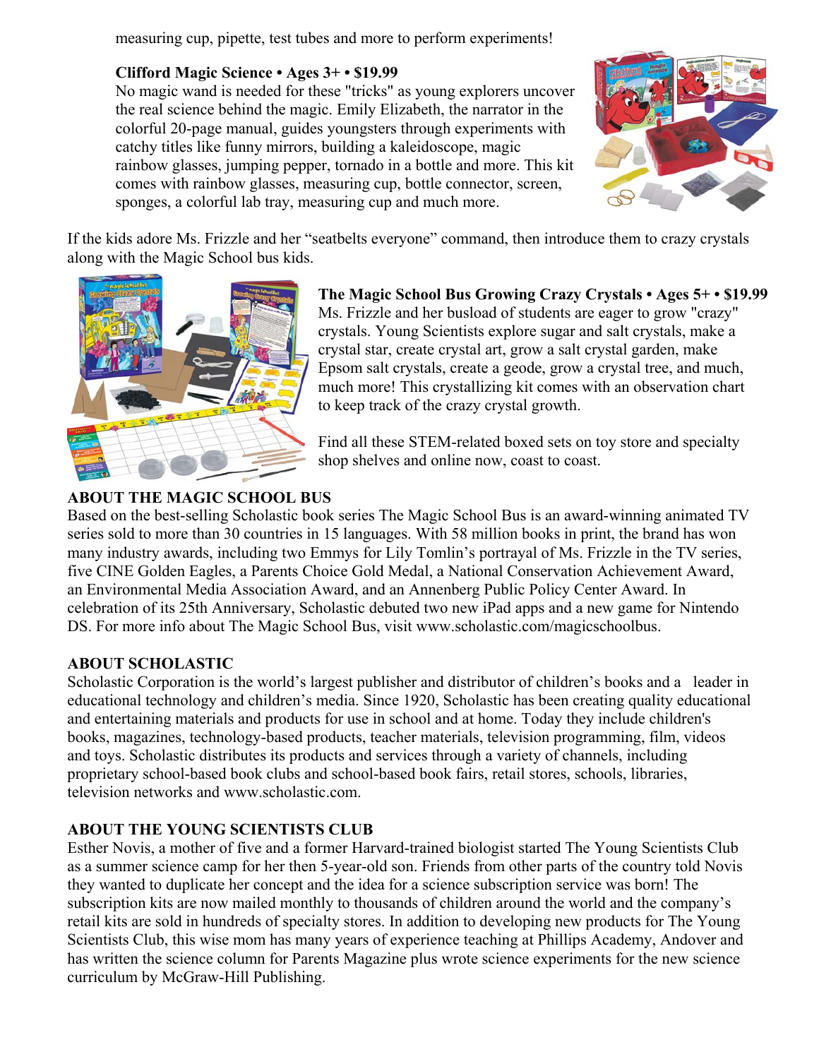measuring cup, pipette, test tubes and more to perform experiments!

**Clifford Magic Science • Ages 3+ • $19.99**
No magic wand is needed for these "tricks" as young explorers uncover the real science behind the magic. Emily Elizabeth, the narrator in the colorful 20-page manual, guides youngsters through experiments with catchy titles like funny mirrors, building a kaleidoscope, magic rainbow glasses, jumping pepper, tornado in a bottle and more. This kit comes with rainbow glasses, measuring cup, bottle connector, screen, sponges, a colorful lab tray, measuring cup and much more.

If the kids adore Ms. Frizzle and her "seatbelts everyone" command, then introduce them to crazy crystals along with the Magic School bus kids.

**The Magic School Bus Growing Crazy Crystals • Ages 5+ • $19.99**
Ms. Frizzle and her busload of students are eager to grow "crazy" crystals. Young Scientists explore sugar and salt crystals, make a crystal star, create crystal art, grow a salt crystal garden, make Epsom salt crystals, create a geode, grow a crystal tree, and much, much more! This crystallizing kit comes with an observation chart to keep track of the crazy crystal growth.

Find all these STEM-related boxed sets on toy store and specialty shop shelves and online now, coast to coast.

**ABOUT THE MAGIC SCHOOL BUS**
Based on the best-selling Scholastic book series The Magic School Bus is an award-winning animated TV series sold to more than 30 countries in 15 languages. With 58 million books in print, the brand has won many industry awards, including two Emmys for Lily Tomlin's portrayal of Ms. Frizzle in the TV series, five CINE Golden Eagles, a Parents Choice Gold Medal, a National Conservation Achievement Award, an Environmental Media Association Award, and an Annenberg Public Policy Center Award. In celebration of its 25th Anniversary, Scholastic debuted two new iPad apps and a new game for Nintendo DS. For more info about The Magic School Bus, visit www.scholastic.com/magicschoolbus.

**ABOUT SCHOLASTIC**
Scholastic Corporation is the world's largest publisher and distributor of children's books and a leader in educational technology and children's media. Since 1920, Scholastic has been creating quality educational and entertaining materials and products for use in school and at home. Today they include children's books, magazines, technology-based products, teacher materials, television programming, film, videos and toys. Scholastic distributes its products and services through a variety of channels, including proprietary school-based book clubs and school-based book fairs, retail stores, schools, libraries, television networks and www.scholastic.com.

**ABOUT THE YOUNG SCIENTISTS CLUB**
Esther Novis, a mother of five and a former Harvard-trained biologist started The Young Scientists Club as a summer science camp for her then 5-year-old son. Friends from other parts of the country told Novis they wanted to duplicate her concept and the idea for a science subscription service was born! The subscription kits are now mailed monthly to thousands of children around the world and the company's retail kits are sold in hundreds of specialty stores. In addition to developing new products for The Young Scientists Club, this wise mom has many years of experience teaching at Phillips Academy, Andover and has written the science column for Parents Magazine plus wrote science experiments for the new science curriculum by McGraw-Hill Publishing.